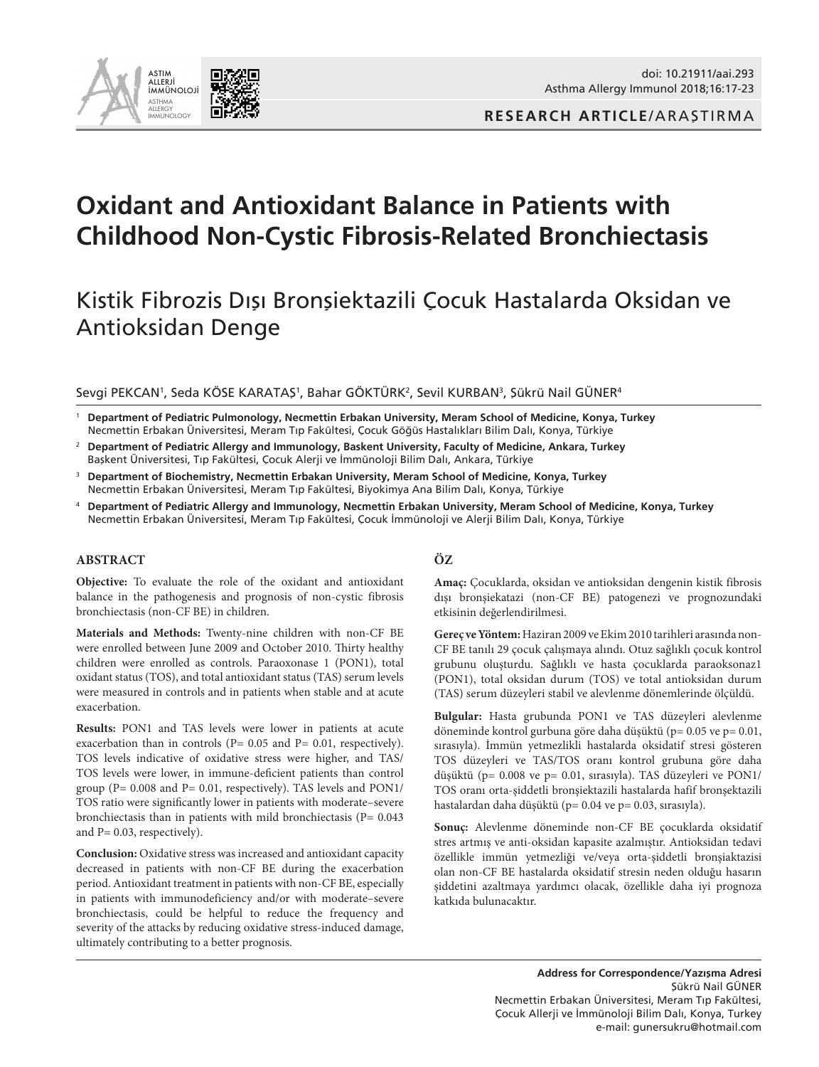doi: 10.21911/aai.293

**RESEARCH ARTICLE**/ARAŞTIRMA

# Oxidant and Antioxidant Balance in Patients with Childhood Non-Cystic Fibrosis-Related Bronchiectasis

## Kistik Fibrozis Dışı Bronşiektazili Çocuk Hastalarda Oksidan ve Antioksidan Denge

Sevgi PEKCAN[1], Seda KÖSE KARATAŞ[1], Bahar GÖKTÜRK[2], Sevil KURBAN[3], Şükrü Nail GÜNER[4]

[1] **Department of Pediatric Pulmonology, Necmettin Erbakan University, Meram School of Medicine, Konya, Turkey**
Necmettin Erbakan Üniversitesi, Meram Tıp Fakültesi, Çocuk Göğüs Hastalıkları Bilim Dalı, Konya, Türkiye

[2] **Department of Pediatric Allergy and Immunology, Baskent University, Faculty of Medicine, Ankara, Turkey**
Başkent Üniversitesi, Tıp Fakültesi, Çocuk Alerji ve İmmünoloji Bilim Dalı, Ankara, Türkiye

[3] **Department of Biochemistry, Necmettin Erbakan University, Meram School of Medicine, Konya, Turkey**
Necmettin Erbakan Üniversitesi, Meram Tıp Fakültesi, Biyokimya Ana Bilim Dalı, Konya, Türkiye

[4] **Department of Pediatric Allergy and Immunology, Necmettin Erbakan University, Meram School of Medicine, Konya, Turkey**
Necmettin Erbakan Üniversitesi, Meram Tıp Fakültesi, Çocuk İmmünoloji ve Alerji Bilim Dalı, Konya, Türkiye

### ABSTRACT

**Objective:** To evaluate the role of the oxidant and antioxidant balance in the pathogenesis and prognosis of non-cystic fibrosis bronchiectasis (non-CF BE) in children.

**Materials and Methods:** Twenty-nine children with non-CF BE were enrolled between June 2009 and October 2010. Thirty healthy children were enrolled as controls. Paraoxonase 1 (PON1), total oxidant status (TOS), and total antioxidant status (TAS) serum levels were measured in controls and in patients when stable and at acute exacerbation.

**Results:** PON1 and TAS levels were lower in patients at acute exacerbation than in controls (P= 0.05 and P= 0.01, respectively). TOS levels indicative of oxidative stress were higher, and TAS/TOS levels were lower, in immune-deficient patients than control group (P= 0.008 and P= 0.01, respectively). TAS levels and PON1/TOS ratio were significantly lower in patients with moderate–severe bronchiectasis than in patients with mild bronchiectasis (P= 0.043 and P= 0.03, respectively).

**Conclusion:** Oxidative stress was increased and antioxidant capacity decreased in patients with non-CF BE during the exacerbation period. Antioxidant treatment in patients with non-CF BE, especially in patients with immunodeficiency and/or with moderate–severe bronchiectasis, could be helpful to reduce the frequency and severity of the attacks by reducing oxidative stress-induced damage, ultimately contributing to a better prognosis.

### ÖZ

**Amaç:** Çocuklarda, oksidan ve antioksidan dengenin kistik fibrosis dışı bronşiekatazi (non-CF BE) patogenezi ve prognozundaki etkisinin değerlendirilmesi.

**Gereç ve Yöntem:** Haziran 2009 ve Ekim 2010 tarihleri arasında non-CF BE tanılı 29 çocuk çalışmaya alındı. Otuz sağlıklı çocuk kontrol grubunu oluşturdu. Sağlıklı ve hasta çocuklarda paraoksonaz1 (PON1), total oksidan durum (TOS) ve total antioksidan durum (TAS) serum düzeyleri stabil ve alevlenme dönemlerinde ölçüldü.

**Bulgular:** Hasta grubunda PON1 ve TAS düzeyleri alevlenme döneminde kontrol gurbuna göre daha düşüktü (p= 0.05 ve p= 0.01, sırasıyla). İmmün yetmezlikli hastalarda oksidatif stresi gösteren TOS düzeyleri ve TAS/TOS oranı kontrol grubuna göre daha düşüktü (p= 0.008 ve p= 0.01, sırasıyla). TAS düzeyleri ve PON1/TOS oranı orta-şiddetli bronşiektazili hastalarda hafif bronşektazili hastalardan daha düşüktü (p= 0.04 ve p= 0.03, sırasıyla).

**Sonuç:** Alevlenme döneminde non-CF BE çocuklarda oksidatif stres artmış ve anti-oksidan kapasite azalmıştır. Antioksidan tedavi özellikle immün yetmezliği ve/veya orta-şiddetli bronşiaktazisi olan non-CF BE hastalarda oksidatif stresin neden olduğu hasarın şiddetini azaltmaya yardımcı olacak, özellikle daha iyi prognoza katkıda bulunacaktır.

**Address for Correspondence/Yazışma Adresi**
Şükrü Nail GÜNER
Necmettin Erbakan Üniversitesi, Meram Tıp Fakültesi,
Çocuk Allerji ve İmmünoloji Bilim Dalı, Konya, Turkey
e-mail: gunersukru@hotmail.com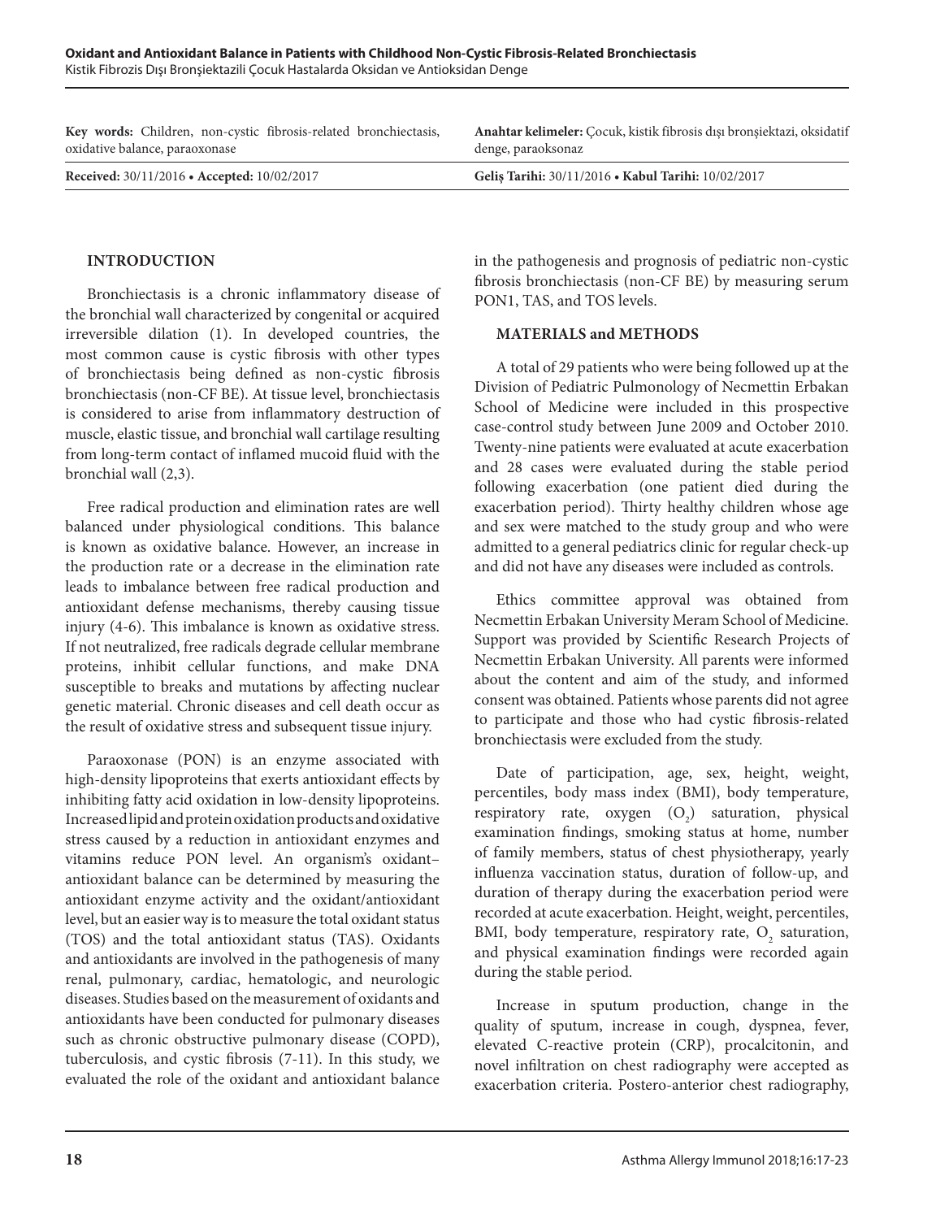**Key words:** Children, non-cystic fibrosis-related bronchiectasis, oxidative balance, paraoxonase

**Anahtar kelimeler:** Çocuk, kistik fibrosis dışı bronşiektazi, oksidatif denge, paraoksonaz

**Received:** 30/11/2016 • **Accepted:** 10/02/2017

**Geliş Tarihi:** 30/11/2016 • **Kabul Tarihi:** 10/02/2017

## INTRODUCTION

Bronchiectasis is a chronic inflammatory disease of the bronchial wall characterized by congenital or acquired irreversible dilation (1). In developed countries, the most common cause is cystic fibrosis with other types of bronchiectasis being defined as non-cystic fibrosis bronchiectasis (non-CF BE). At tissue level, bronchiectasis is considered to arise from inflammatory destruction of muscle, elastic tissue, and bronchial wall cartilage resulting from long-term contact of inflamed mucoid fluid with the bronchial wall (2,3).

Free radical production and elimination rates are well balanced under physiological conditions. This balance is known as oxidative balance. However, an increase in the production rate or a decrease in the elimination rate leads to imbalance between free radical production and antioxidant defense mechanisms, thereby causing tissue injury (4-6). This imbalance is known as oxidative stress. If not neutralized, free radicals degrade cellular membrane proteins, inhibit cellular functions, and make DNA susceptible to breaks and mutations by affecting nuclear genetic material. Chronic diseases and cell death occur as the result of oxidative stress and subsequent tissue injury.

Paraoxonase (PON) is an enzyme associated with high-density lipoproteins that exerts antioxidant effects by inhibiting fatty acid oxidation in low-density lipoproteins. Increased lipid and protein oxidation products and oxidative stress caused by a reduction in antioxidant enzymes and vitamins reduce PON level. An organism's oxidant–antioxidant balance can be determined by measuring the antioxidant enzyme activity and the oxidant/antioxidant level, but an easier way is to measure the total oxidant status (TOS) and the total antioxidant status (TAS). Oxidants and antioxidants are involved in the pathogenesis of many renal, pulmonary, cardiac, hematologic, and neurologic diseases. Studies based on the measurement of oxidants and antioxidants have been conducted for pulmonary diseases such as chronic obstructive pulmonary disease (COPD), tuberculosis, and cystic fibrosis (7-11). In this study, we evaluated the role of the oxidant and antioxidant balance in the pathogenesis and prognosis of pediatric non-cystic fibrosis bronchiectasis (non-CF BE) by measuring serum PON1, TAS, and TOS levels.

## MATERIALS and METHODS

A total of 29 patients who were being followed up at the Division of Pediatric Pulmonology of Necmettin Erbakan School of Medicine were included in this prospective case-control study between June 2009 and October 2010. Twenty-nine patients were evaluated at acute exacerbation and 28 cases were evaluated during the stable period following exacerbation (one patient died during the exacerbation period). Thirty healthy children whose age and sex were matched to the study group and who were admitted to a general pediatrics clinic for regular check-up and did not have any diseases were included as controls.

Ethics committee approval was obtained from Necmettin Erbakan University Meram School of Medicine. Support was provided by Scientific Research Projects of Necmettin Erbakan University. All parents were informed about the content and aim of the study, and informed consent was obtained. Patients whose parents did not agree to participate and those who had cystic fibrosis-related bronchiectasis were excluded from the study.

Date of participation, age, sex, height, weight, percentiles, body mass index (BMI), body temperature, respiratory rate, oxygen ($O_2$) saturation, physical examination findings, smoking status at home, number of family members, status of chest physiotherapy, yearly influenza vaccination status, duration of follow-up, and duration of therapy during the exacerbation period were recorded at acute exacerbation. Height, weight, percentiles, BMI, body temperature, respiratory rate, $O_2$ saturation, and physical examination findings were recorded again during the stable period.

Increase in sputum production, change in the quality of sputum, increase in cough, dyspnea, fever, elevated C-reactive protein (CRP), procalcitonin, and novel infiltration on chest radiography were accepted as exacerbation criteria. Postero-anterior chest radiography,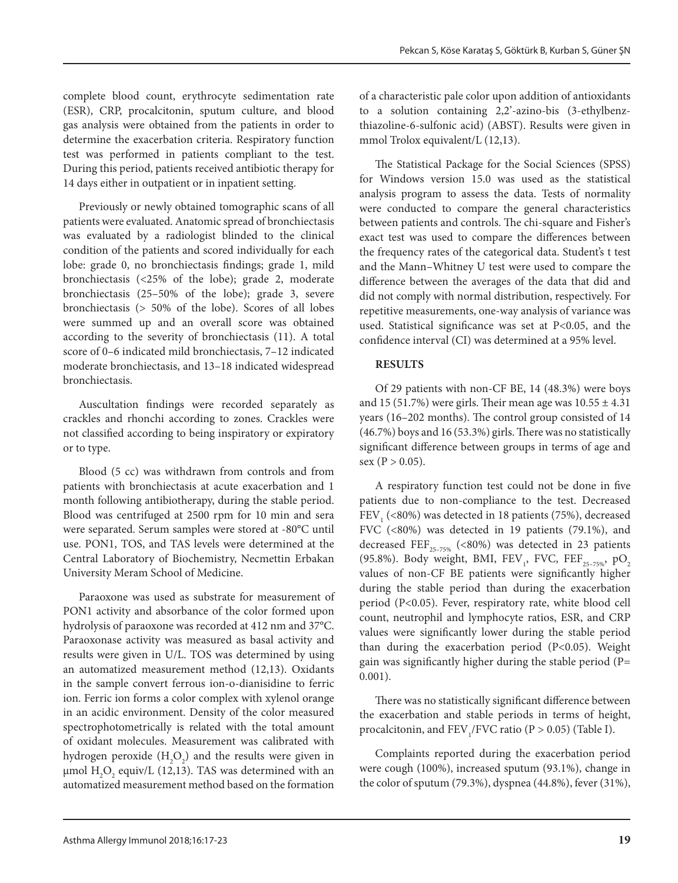complete blood count, erythrocyte sedimentation rate (ESR), CRP, procalcitonin, sputum culture, and blood gas analysis were obtained from the patients in order to determine the exacerbation criteria. Respiratory function test was performed in patients compliant to the test. During this period, patients received antibiotic therapy for 14 days either in outpatient or in inpatient setting.

Previously or newly obtained tomographic scans of all patients were evaluated. Anatomic spread of bronchiectasis was evaluated by a radiologist blinded to the clinical condition of the patients and scored individually for each lobe: grade 0, no bronchiectasis findings; grade 1, mild bronchiectasis (<25% of the lobe); grade 2, moderate bronchiectasis (25–50% of the lobe); grade 3, severe bronchiectasis (> 50% of the lobe). Scores of all lobes were summed up and an overall score was obtained according to the severity of bronchiectasis (11). A total score of 0–6 indicated mild bronchiectasis, 7–12 indicated moderate bronchiectasis, and 13–18 indicated widespread bronchiectasis.

Auscultation findings were recorded separately as crackles and rhonchi according to zones. Crackles were not classified according to being inspiratory or expiratory or to type.

Blood (5 cc) was withdrawn from controls and from patients with bronchiectasis at acute exacerbation and 1 month following antibiotherapy, during the stable period. Blood was centrifuged at 2500 rpm for 10 min and sera were separated. Serum samples were stored at -80°C until use. PON1, TOS, and TAS levels were determined at the Central Laboratory of Biochemistry, Necmettin Erbakan University Meram School of Medicine.

Paraoxone was used as substrate for measurement of PON1 activity and absorbance of the color formed upon hydrolysis of paraoxone was recorded at 412 nm and 37°C. Paraoxonase activity was measured as basal activity and results were given in U/L. TOS was determined by using an automatized measurement method (12,13). Oxidants in the sample convert ferrous ion-o-dianisidine to ferric ion. Ferric ion forms a color complex with xylenol orange in an acidic environment. Density of the color measured spectrophotometrically is related with the total amount of oxidant molecules. Measurement was calibrated with hydrogen peroxide ($H_2O_2$) and the results were given in μmol $H_2O_2$ equiv/L (12,13). TAS was determined with an automatized measurement method based on the formation of a characteristic pale color upon addition of antioxidants to a solution containing 2,2'-azino-bis (3-ethylbenzthiazoline-6-sulfonic acid) (ABST). Results were given in mmol Trolox equivalent/L (12,13).

The Statistical Package for the Social Sciences (SPSS) for Windows version 15.0 was used as the statistical analysis program to assess the data. Tests of normality were conducted to compare the general characteristics between patients and controls. The chi-square and Fisher's exact test was used to compare the differences between the frequency rates of the categorical data. Student's t test and the Mann–Whitney U test were used to compare the difference between the averages of the data that did and did not comply with normal distribution, respectively. For repetitive measurements, one-way analysis of variance was used. Statistical significance was set at $P<0.05$, and the confidence interval (CI) was determined at a 95% level.

## RESULTS

Of 29 patients with non-CF BE, 14 (48.3%) were boys and 15 (51.7%) were girls. Their mean age was $10.55 \pm 4.31$ years (16–202 months). The control group consisted of 14 (46.7%) boys and 16 (53.3%) girls. There was no statistically significant difference between groups in terms of age and sex ($P > 0.05$).

A respiratory function test could not be done in five patients due to non-compliance to the test. Decreased $FEV_1$ (<80%) was detected in 18 patients (75%), decreased FVC (<80%) was detected in 19 patients (79.1%), and decreased $FEF_{25–75\%}$ (<80%) was detected in 23 patients (95.8%). Body weight, BMI, $FEV_1$, FVC, $FEF_{25–75\%}$, $pO_2$ values of non-CF BE patients were significantly higher during the stable period than during the exacerbation period ($P<0.05$). Fever, respiratory rate, white blood cell count, neutrophil and lymphocyte ratios, ESR, and CRP values were significantly lower during the stable period than during the exacerbation period ($P<0.05$). Weight gain was significantly higher during the stable period ($P= 0.001$).

There was no statistically significant difference between the exacerbation and stable periods in terms of height, procalcitonin, and $FEV_1$/FVC ratio ($P > 0.05$) (Table I).

Complaints reported during the exacerbation period were cough (100%), increased sputum (93.1%), change in the color of sputum (79.3%), dyspnea (44.8%), fever (31%),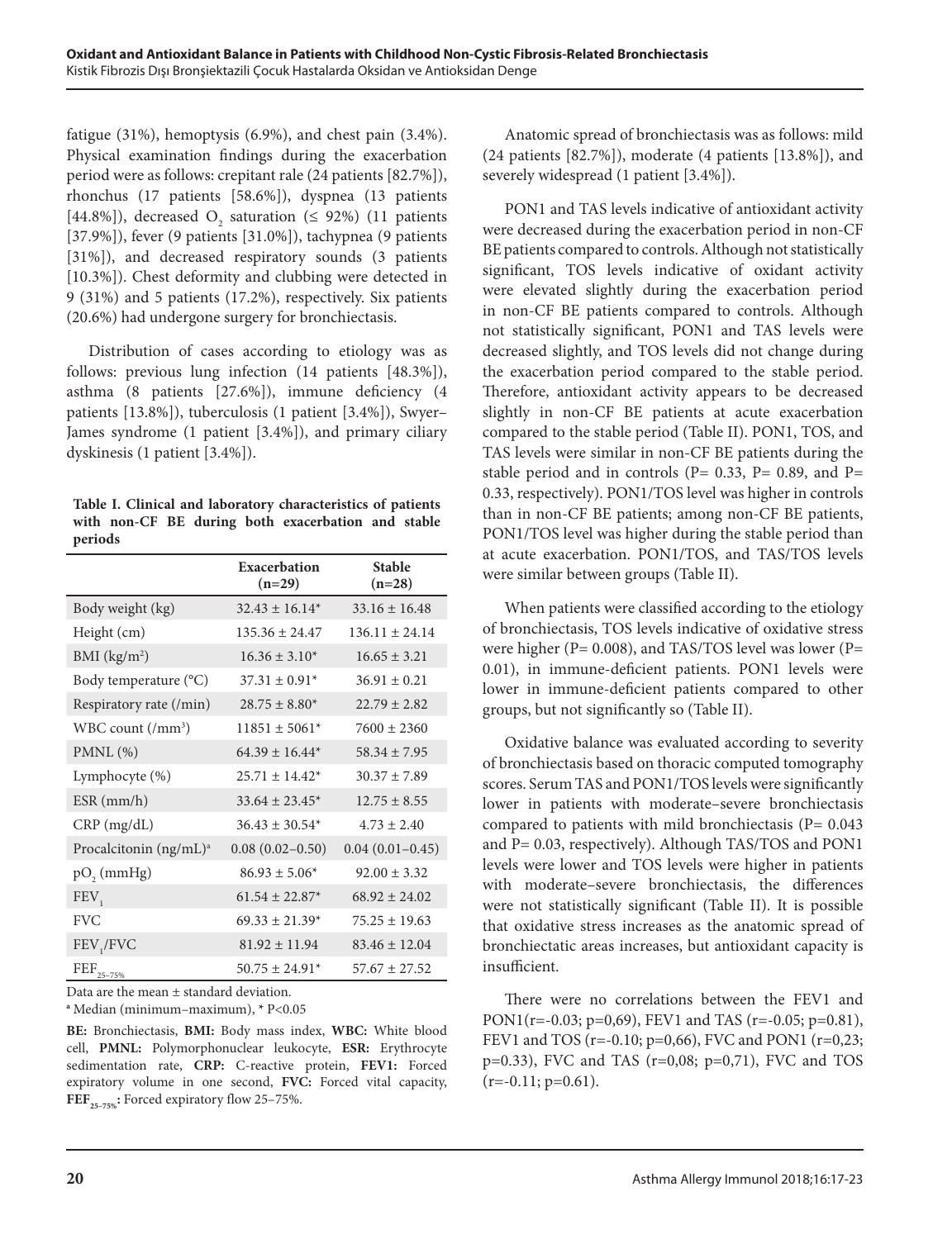fatigue (31%), hemoptysis (6.9%), and chest pain (3.4%). Physical examination findings during the exacerbation period were as follows: crepitant rale (24 patients [82.7%]), rhonchus (17 patients [58.6%]), dyspnea (13 patients [44.8%]), decreased $O_2$ saturation (≤ 92%) (11 patients [37.9%]), fever (9 patients [31.0%]), tachypnea (9 patients [31%]), and decreased respiratory sounds (3 patients [10.3%]). Chest deformity and clubbing were detected in 9 (31%) and 5 patients (17.2%), respectively. Six patients (20.6%) had undergone surgery for bronchiectasis.

Distribution of cases according to etiology was as follows: previous lung infection (14 patients [48.3%]), asthma (8 patients [27.6%]), immune deficiency (4 patients [13.8%]), tuberculosis (1 patient [3.4%]), Swyer–James syndrome (1 patient [3.4%]), and primary ciliary dyskinesis (1 patient [3.4%]).

**Table I. Clinical and laboratory characteristics of patients with non-CF BE during both exacerbation and stable periods**

| | Exacerbation (n=29) | Stable (n=28) |
|---|---|---|
| Body weight (kg) | 32.43 ± 16.14* | 33.16 ± 16.48 |
| Height (cm) | 135.36 ± 24.47 | 136.11 ± 24.14 |
| BMI ($kg/m^2$) | 16.36 ± 3.10* | 16.65 ± 3.21 |
| Body temperature (°C) | 37.31 ± 0.91* | 36.91 ± 0.21 |
| Respiratory rate (/min) | 28.75 ± 8.80* | 22.79 ± 2.82 |
| WBC count (/$mm^3$) | 11851 ± 5061* | 7600 ± 2360 |
| PMNL (%) | 64.39 ± 16.44* | 58.34 ± 7.95 |
| Lymphocyte (%) | 25.71 ± 14.42* | 30.37 ± 7.89 |
| ESR (mm/h) | 33.64 ± 23.45* | 12.75 ± 8.55 |
| CRP (mg/dL) | 36.43 ± 30.54* | 4.73 ± 2.40 |
| Procalcitonin (ng/mL)[a] | 0.08 (0.02–0.50) | 0.04 (0.01–0.45) |
| $pO_2$ (mmHg) | 86.93 ± 5.06* | 92.00 ± 3.32 |
| $FEV_1$ | 61.54 ± 22.87* | 68.92 ± 24.02 |
| FVC | 69.33 ± 21.39* | 75.25 ± 19.63 |
| $FEV_1$/FVC | 81.92 ± 11.94 | 83.46 ± 12.04 |
| $FEF_{25–75\%}$ | 50.75 ± 24.91* | 57.67 ± 27.52 |

Data are the mean ± standard deviation.

[a] Median (minimum–maximum), * P<0.05

**BE:** Bronchiectasis, **BMI:** Body mass index, **WBC:** White blood cell, **PMNL:** Polymorphonuclear leukocyte, **ESR:** Erythrocyte sedimentation rate, **CRP:** C-reactive protein, **FEV1:** Forced expiratory volume in one second, **FVC:** Forced vital capacity, **$FEF_{25–75\%}$:** Forced expiratory flow 25–75%.

Anatomic spread of bronchiectasis was as follows: mild (24 patients [82.7%]), moderate (4 patients [13.8%]), and severely widespread (1 patient [3.4%]).

PON1 and TAS levels indicative of antioxidant activity were decreased during the exacerbation period in non-CF BE patients compared to controls. Although not statistically significant, TOS levels indicative of oxidant activity were elevated slightly during the exacerbation period in non-CF BE patients compared to controls. Although not statistically significant, PON1 and TAS levels were decreased slightly, and TOS levels did not change during the exacerbation period compared to the stable period. Therefore, antioxidant activity appears to be decreased slightly in non-CF BE patients at acute exacerbation compared to the stable period (Table II). PON1, TOS, and TAS levels were similar in non-CF BE patients during the stable period and in controls (P= 0.33, P= 0.89, and P= 0.33, respectively). PON1/TOS level was higher in controls than in non-CF BE patients; among non-CF BE patients, PON1/TOS level was higher during the stable period than at acute exacerbation. PON1/TOS, and TAS/TOS levels were similar between groups (Table II).

When patients were classified according to the etiology of bronchiectasis, TOS levels indicative of oxidative stress were higher (P= 0.008), and TAS/TOS level was lower (P= 0.01), in immune-deficient patients. PON1 levels were lower in immune-deficient patients compared to other groups, but not significantly so (Table II).

Oxidative balance was evaluated according to severity of bronchiectasis based on thoracic computed tomography scores. Serum TAS and PON1/TOS levels were significantly lower in patients with moderate–severe bronchiectasis compared to patients with mild bronchiectasis (P= 0.043 and P= 0.03, respectively). Although TAS/TOS and PON1 levels were lower and TOS levels were higher in patients with moderate–severe bronchiectasis, the differences were not statistically significant (Table II). It is possible that oxidative stress increases as the anatomic spread of bronchiectatic areas increases, but antioxidant capacity is insufficient.

There were no correlations between the FEV1 and PON1(r=-0.03; p=0,69), FEV1 and TAS (r=-0.05; p=0.81), FEV1 and TOS (r=-0.10; p=0,66), FVC and PON1 (r=0,23; p=0.33), FVC and TAS (r=0,08; p=0,71), FVC and TOS (r=-0.11; p=0.61).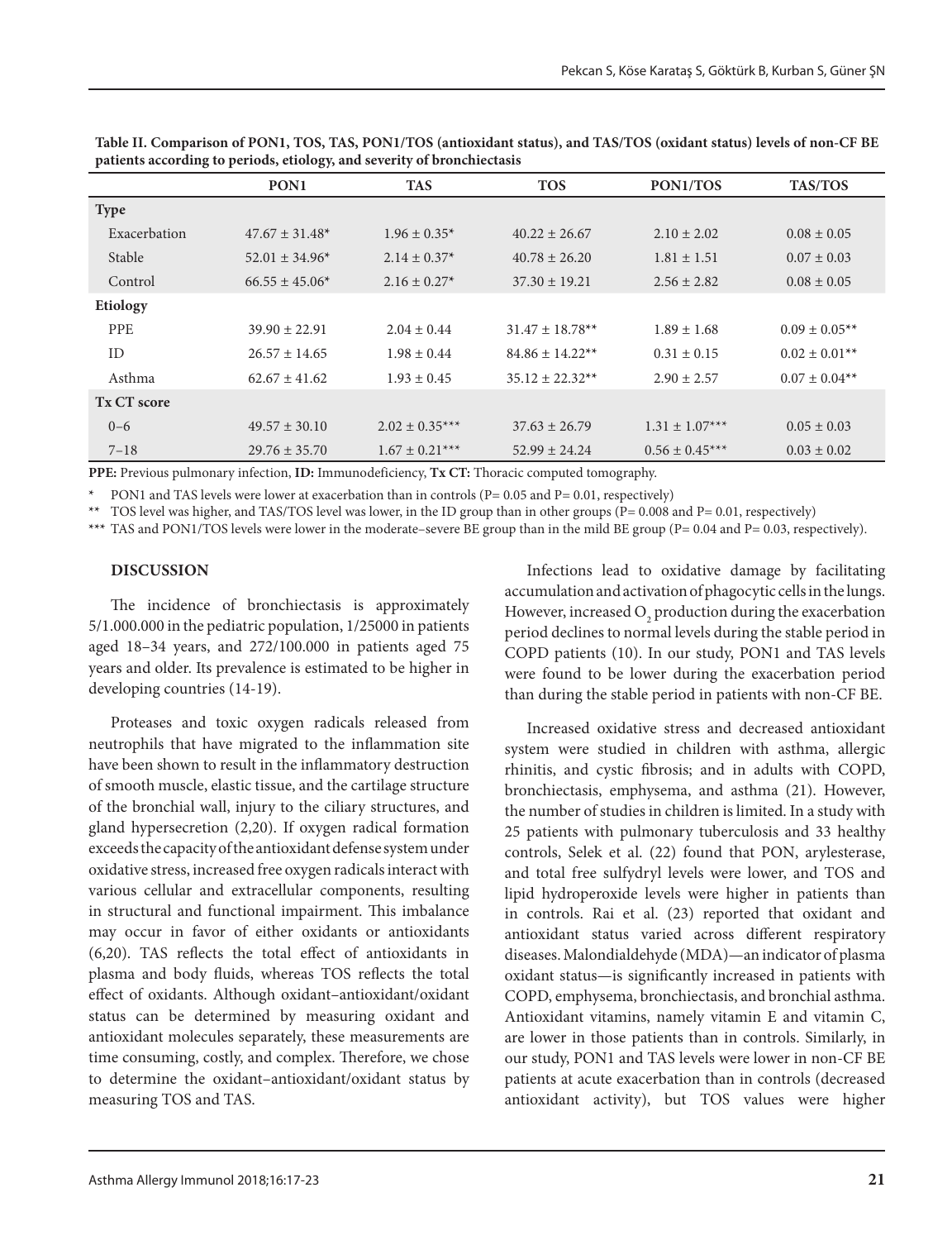**Table II. Comparison of PON1, TOS, TAS, PON1/TOS (antioxidant status), and TAS/TOS (oxidant status) levels of non-CF BE patients according to periods, etiology, and severity of bronchiectasis**

| | PON1 | TAS | TOS | PON1/TOS | TAS/TOS |
|---|---|---|---|---|---|
| **Type** | | | | | |
| Exacerbation | 47.67 ± 31.48* | 1.96 ± 0.35* | 40.22 ± 26.67 | 2.10 ± 2.02 | 0.08 ± 0.05 |
| Stable | 52.01 ± 34.96* | 2.14 ± 0.37* | 40.78 ± 26.20 | 1.81 ± 1.51 | 0.07 ± 0.03 |
| Control | 66.55 ± 45.06* | 2.16 ± 0.27* | 37.30 ± 19.21 | 2.56 ± 2.82 | 0.08 ± 0.05 |
| **Etiology** | | | | | |
| PPE | 39.90 ± 22.91 | 2.04 ± 0.44 | 31.47 ± 18.78** | 1.89 ± 1.68 | 0.09 ± 0.05** |
| ID | 26.57 ± 14.65 | 1.98 ± 0.44 | 84.86 ± 14.22** | 0.31 ± 0.15 | 0.02 ± 0.01** |
| Asthma | 62.67 ± 41.62 | 1.93 ± 0.45 | 35.12 ± 22.32** | 2.90 ± 2.57 | 0.07 ± 0.04** |
| **Tx CT score** | | | | | |
| 0–6 | 49.57 ± 30.10 | 2.02 ± 0.35*** | 37.63 ± 26.79 | 1.31 ± 1.07*** | 0.05 ± 0.03 |
| 7–18 | 29.76 ± 35.70 | 1.67 ± 0.21*** | 52.99 ± 24.24 | 0.56 ± 0.45*** | 0.03 ± 0.02 |

**PPE:** Previous pulmonary infection, **ID:** Immunodeficiency, **Tx CT:** Thoracic computed tomography.

\* PON1 and TAS levels were lower at exacerbation than in controls (P= 0.05 and P= 0.01, respectively)

\*\* TOS level was higher, and TAS/TOS level was lower, in the ID group than in other groups (P= 0.008 and P= 0.01, respectively)

\*\*\* TAS and PON1/TOS levels were lower in the moderate–severe BE group than in the mild BE group (P= 0.04 and P= 0.03, respectively).

## DISCUSSION

The incidence of bronchiectasis is approximately 5/1.000.000 in the pediatric population, 1/25000 in patients aged 18–34 years, and 272/100.000 in patients aged 75 years and older. Its prevalence is estimated to be higher in developing countries (14-19).

Proteases and toxic oxygen radicals released from neutrophils that have migrated to the inflammation site have been shown to result in the inflammatory destruction of smooth muscle, elastic tissue, and the cartilage structure of the bronchial wall, injury to the ciliary structures, and gland hypersecretion (2,20). If oxygen radical formation exceeds the capacity of the antioxidant defense system under oxidative stress, increased free oxygen radicals interact with various cellular and extracellular components, resulting in structural and functional impairment. This imbalance may occur in favor of either oxidants or antioxidants (6,20). TAS reflects the total effect of antioxidants in plasma and body fluids, whereas TOS reflects the total effect of oxidants. Although oxidant–antioxidant/oxidant status can be determined by measuring oxidant and antioxidant molecules separately, these measurements are time consuming, costly, and complex. Therefore, we chose to determine the oxidant–antioxidant/oxidant status by measuring TOS and TAS.

Infections lead to oxidative damage by facilitating accumulation and activation of phagocytic cells in the lungs. However, increased $O_2$ production during the exacerbation period declines to normal levels during the stable period in COPD patients (10). In our study, PON1 and TAS levels were found to be lower during the exacerbation period than during the stable period in patients with non-CF BE.

Increased oxidative stress and decreased antioxidant system were studied in children with asthma, allergic rhinitis, and cystic fibrosis; and in adults with COPD, bronchiectasis, emphysema, and asthma (21). However, the number of studies in children is limited. In a study with 25 patients with pulmonary tuberculosis and 33 healthy controls, Selek et al. (22) found that PON, arylesterase, and total free sulfydryl levels were lower, and TOS and lipid hydroperoxide levels were higher in patients than in controls. Rai et al. (23) reported that oxidant and antioxidant status varied across different respiratory diseases. Malondialdehyde (MDA)—an indicator of plasma oxidant status—is significantly increased in patients with COPD, emphysema, bronchiectasis, and bronchial asthma. Antioxidant vitamins, namely vitamin E and vitamin C, are lower in those patients than in controls. Similarly, in our study, PON1 and TAS levels were lower in non-CF BE patients at acute exacerbation than in controls (decreased antioxidant activity), but TOS values were higher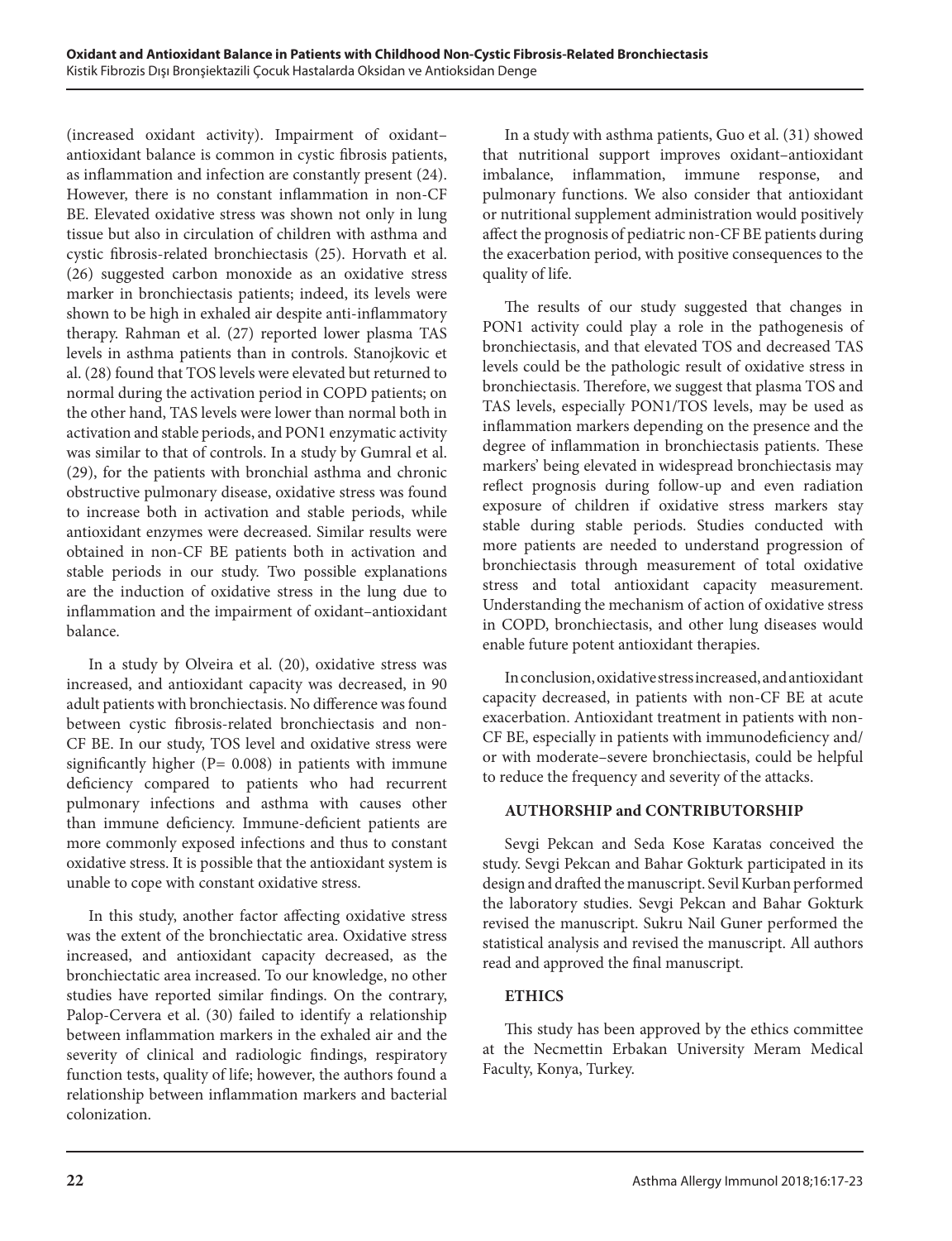(increased oxidant activity). Impairment of oxidant–antioxidant balance is common in cystic fibrosis patients, as inflammation and infection are constantly present (24). However, there is no constant inflammation in non-CF BE. Elevated oxidative stress was shown not only in lung tissue but also in circulation of children with asthma and cystic fibrosis-related bronchiectasis (25). Horvath et al. (26) suggested carbon monoxide as an oxidative stress marker in bronchiectasis patients; indeed, its levels were shown to be high in exhaled air despite anti-inflammatory therapy. Rahman et al. (27) reported lower plasma TAS levels in asthma patients than in controls. Stanojkovic et al. (28) found that TOS levels were elevated but returned to normal during the activation period in COPD patients; on the other hand, TAS levels were lower than normal both in activation and stable periods, and PON1 enzymatic activity was similar to that of controls. In a study by Gumral et al. (29), for the patients with bronchial asthma and chronic obstructive pulmonary disease, oxidative stress was found to increase both in activation and stable periods, while antioxidant enzymes were decreased. Similar results were obtained in non-CF BE patients both in activation and stable periods in our study. Two possible explanations are the induction of oxidative stress in the lung due to inflammation and the impairment of oxidant–antioxidant balance.

In a study by Olveira et al. (20), oxidative stress was increased, and antioxidant capacity was decreased, in 90 adult patients with bronchiectasis. No difference was found between cystic fibrosis-related bronchiectasis and non-CF BE. In our study, TOS level and oxidative stress were significantly higher (P= 0.008) in patients with immune deficiency compared to patients who had recurrent pulmonary infections and asthma with causes other than immune deficiency. Immune-deficient patients are more commonly exposed infections and thus to constant oxidative stress. It is possible that the antioxidant system is unable to cope with constant oxidative stress.

In this study, another factor affecting oxidative stress was the extent of the bronchiectatic area. Oxidative stress increased, and antioxidant capacity decreased, as the bronchiectatic area increased. To our knowledge, no other studies have reported similar findings. On the contrary, Palop-Cervera et al. (30) failed to identify a relationship between inflammation markers in the exhaled air and the severity of clinical and radiologic findings, respiratory function tests, quality of life; however, the authors found a relationship between inflammation markers and bacterial colonization.

In a study with asthma patients, Guo et al. (31) showed that nutritional support improves oxidant–antioxidant imbalance, inflammation, immune response, and pulmonary functions. We also consider that antioxidant or nutritional supplement administration would positively affect the prognosis of pediatric non-CF BE patients during the exacerbation period, with positive consequences to the quality of life.

The results of our study suggested that changes in PON1 activity could play a role in the pathogenesis of bronchiectasis, and that elevated TOS and decreased TAS levels could be the pathologic result of oxidative stress in bronchiectasis. Therefore, we suggest that plasma TOS and TAS levels, especially PON1/TOS levels, may be used as inflammation markers depending on the presence and the degree of inflammation in bronchiectasis patients. These markers' being elevated in widespread bronchiectasis may reflect prognosis during follow-up and even radiation exposure of children if oxidative stress markers stay stable during stable periods. Studies conducted with more patients are needed to understand progression of bronchiectasis through measurement of total oxidative stress and total antioxidant capacity measurement. Understanding the mechanism of action of oxidative stress in COPD, bronchiectasis, and other lung diseases would enable future potent antioxidant therapies.

In conclusion, oxidative stress increased, and antioxidant capacity decreased, in patients with non-CF BE at acute exacerbation. Antioxidant treatment in patients with non-CF BE, especially in patients with immunodeficiency and/or with moderate–severe bronchiectasis, could be helpful to reduce the frequency and severity of the attacks.

## AUTHORSHIP and CONTRIBUTORSHIP

Sevgi Pekcan and Seda Kose Karatas conceived the study. Sevgi Pekcan and Bahar Gokturk participated in its design and drafted the manuscript. Sevil Kurban performed the laboratory studies. Sevgi Pekcan and Bahar Gokturk revised the manuscript. Sukru Nail Guner performed the statistical analysis and revised the manuscript. All authors read and approved the final manuscript.

## ETHICS

This study has been approved by the ethics committee at the Necmettin Erbakan University Meram Medical Faculty, Konya, Turkey.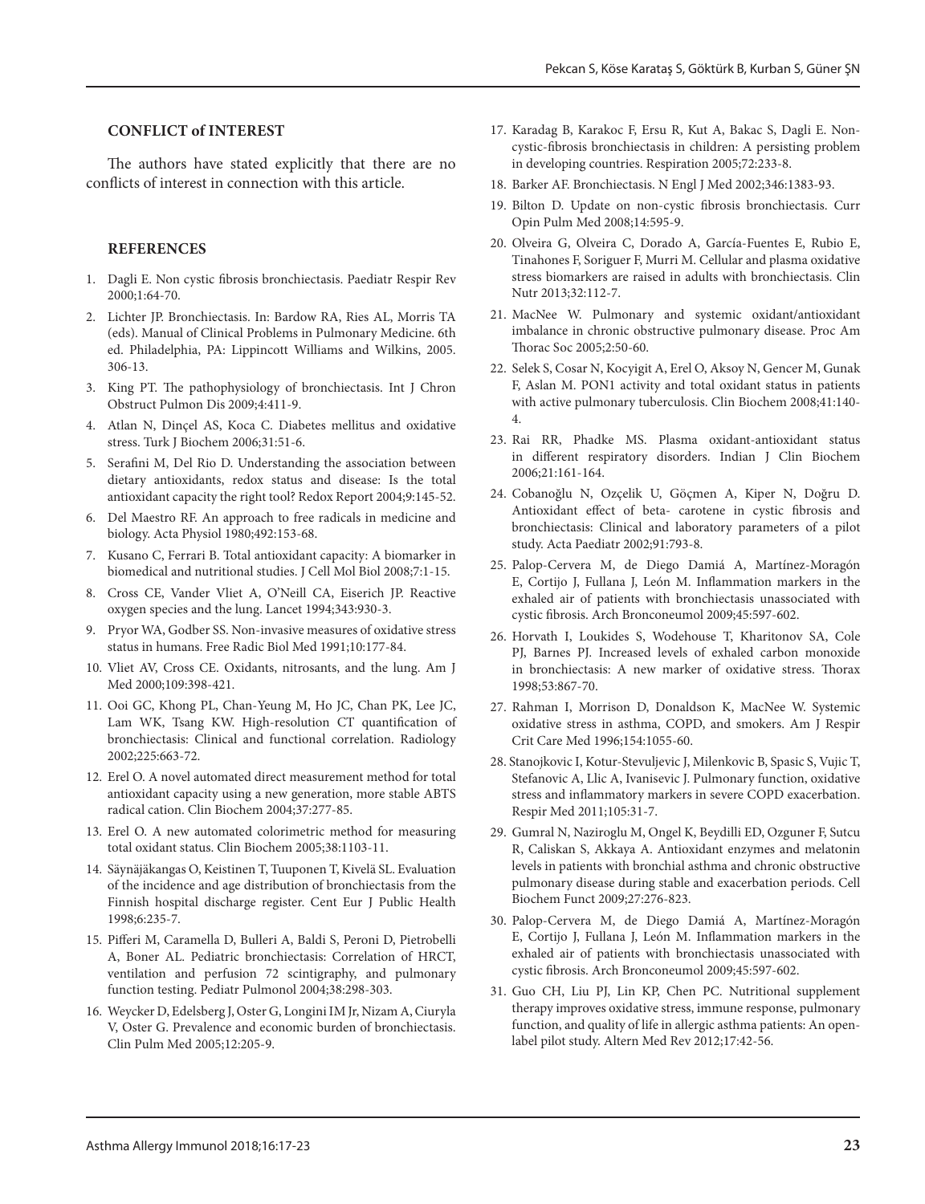## CONFLICT of INTEREST

The authors have stated explicitly that there are no conflicts of interest in connection with this article.

## REFERENCES

1. Dagli E. Non cystic fibrosis bronchiectasis. Paediatr Respir Rev 2000;1:64-70.
2. Lichter JP. Bronchiectasis. In: Bardow RA, Ries AL, Morris TA (eds). Manual of Clinical Problems in Pulmonary Medicine. 6th ed. Philadelphia, PA: Lippincott Williams and Wilkins, 2005. 306-13.
3. King PT. The pathophysiology of bronchiectasis. Int J Chron Obstruct Pulmon Dis 2009;4:411-9.
4. Atlan N, Dinçel AS, Koca C. Diabetes mellitus and oxidative stress. Turk J Biochem 2006;31:51-6.
5. Serafini M, Del Rio D. Understanding the association between dietary antioxidants, redox status and disease: Is the total antioxidant capacity the right tool? Redox Report 2004;9:145-52.
6. Del Maestro RF. An approach to free radicals in medicine and biology. Acta Physiol 1980;492:153-68.
7. Kusano C, Ferrari B. Total antioxidant capacity: A biomarker in biomedical and nutritional studies. J Cell Mol Biol 2008;7:1-15.
8. Cross CE, Vander Vliet A, O'Neill CA, Eiserich JP. Reactive oxygen species and the lung. Lancet 1994;343:930-3.
9. Pryor WA, Godber SS. Non-invasive measures of oxidative stress status in humans. Free Radic Biol Med 1991;10:177-84.
10. Vliet AV, Cross CE. Oxidants, nitrosants, and the lung. Am J Med 2000;109:398-421.
11. Ooi GC, Khong PL, Chan-Yeung M, Ho JC, Chan PK, Lee JC, Lam WK, Tsang KW. High-resolution CT quantification of bronchiectasis: Clinical and functional correlation. Radiology 2002;225:663-72.
12. Erel O. A novel automated direct measurement method for total antioxidant capacity using a new generation, more stable ABTS radical cation. Clin Biochem 2004;37:277-85.
13. Erel O. A new automated colorimetric method for measuring total oxidant status. Clin Biochem 2005;38:1103-11.
14. Säynäjäkangas O, Keistinen T, Tuuponen T, Kivelä SL. Evaluation of the incidence and age distribution of bronchiectasis from the Finnish hospital discharge register. Cent Eur J Public Health 1998;6:235-7.
15. Pifferi M, Caramella D, Bulleri A, Baldi S, Peroni D, Pietrobelli A, Boner AL. Pediatric bronchiectasis: Correlation of HRCT, ventilation and perfusion 72 scintigraphy, and pulmonary function testing. Pediatr Pulmonol 2004;38:298-303.
16. Weycker D, Edelsberg J, Oster G, Longini IM Jr, Nizam A, Ciuryla V, Oster G. Prevalence and economic burden of bronchiectasis. Clin Pulm Med 2005;12:205-9.
17. Karadag B, Karakoc F, Ersu R, Kut A, Bakac S, Dagli E. Non-cystic-fibrosis bronchiectasis in children: A persisting problem in developing countries. Respiration 2005;72:233-8.
18. Barker AF. Bronchiectasis. N Engl J Med 2002;346:1383-93.
19. Bilton D. Update on non-cystic fibrosis bronchiectasis. Curr Opin Pulm Med 2008;14:595-9.
20. Olveira G, Olveira C, Dorado A, García-Fuentes E, Rubio E, Tinahones F, Soriguer F, Murri M. Cellular and plasma oxidative stress biomarkers are raised in adults with bronchiectasis. Clin Nutr 2013;32:112-7.
21. MacNee W. Pulmonary and systemic oxidant/antioxidant imbalance in chronic obstructive pulmonary disease. Proc Am Thorac Soc 2005;2:50-60.
22. Selek S, Cosar N, Kocyigit A, Erel O, Aksoy N, Gencer M, Gunak F, Aslan M. PON1 activity and total oxidant status in patients with active pulmonary tuberculosis. Clin Biochem 2008;41:140-4.
23. Rai RR, Phadke MS. Plasma oxidant-antioxidant status in different respiratory disorders. Indian J Clin Biochem 2006;21:161-164.
24. Cobanoğlu N, Ozçelik U, Göçmen A, Kiper N, Doğru D. Antioxidant effect of beta- carotene in cystic fibrosis and bronchiectasis: Clinical and laboratory parameters of a pilot study. Acta Paediatr 2002;91:793-8.
25. Palop-Cervera M, de Diego Damiá A, Martínez-Moragón E, Cortijo J, Fullana J, León M. Inflammation markers in the exhaled air of patients with bronchiectasis unassociated with cystic fibrosis. Arch Bronconeumol 2009;45:597-602.
26. Horvath I, Loukides S, Wodehouse T, Kharitonov SA, Cole PJ, Barnes PJ. Increased levels of exhaled carbon monoxide in bronchiectasis: A new marker of oxidative stress. Thorax 1998;53:867-70.
27. Rahman I, Morrison D, Donaldson K, MacNee W. Systemic oxidative stress in asthma, COPD, and smokers. Am J Respir Crit Care Med 1996;154:1055-60.
28. Stanojkovic I, Kotur-Stevuljevic J, Milenkovic B, Spasic S, Vujic T, Stefanovic A, Llic A, Ivanisevic J. Pulmonary function, oxidative stress and inflammatory markers in severe COPD exacerbation. Respir Med 2011;105:31-7.
29. Gumral N, Naziroglu M, Ongel K, Beydilli ED, Ozguner F, Sutcu R, Caliskan S, Akkaya A. Antioxidant enzymes and melatonin levels in patients with bronchial asthma and chronic obstructive pulmonary disease during stable and exacerbation periods. Cell Biochem Funct 2009;27:276-823.
30. Palop-Cervera M, de Diego Damiá A, Martínez-Moragón E, Cortijo J, Fullana J, León M. Inflammation markers in the exhaled air of patients with bronchiectasis unassociated with cystic fibrosis. Arch Bronconeumol 2009;45:597-602.
31. Guo CH, Liu PJ, Lin KP, Chen PC. Nutritional supplement therapy improves oxidative stress, immune response, pulmonary function, and quality of life in allergic asthma patients: An open-label pilot study. Altern Med Rev 2012;17:42-56.